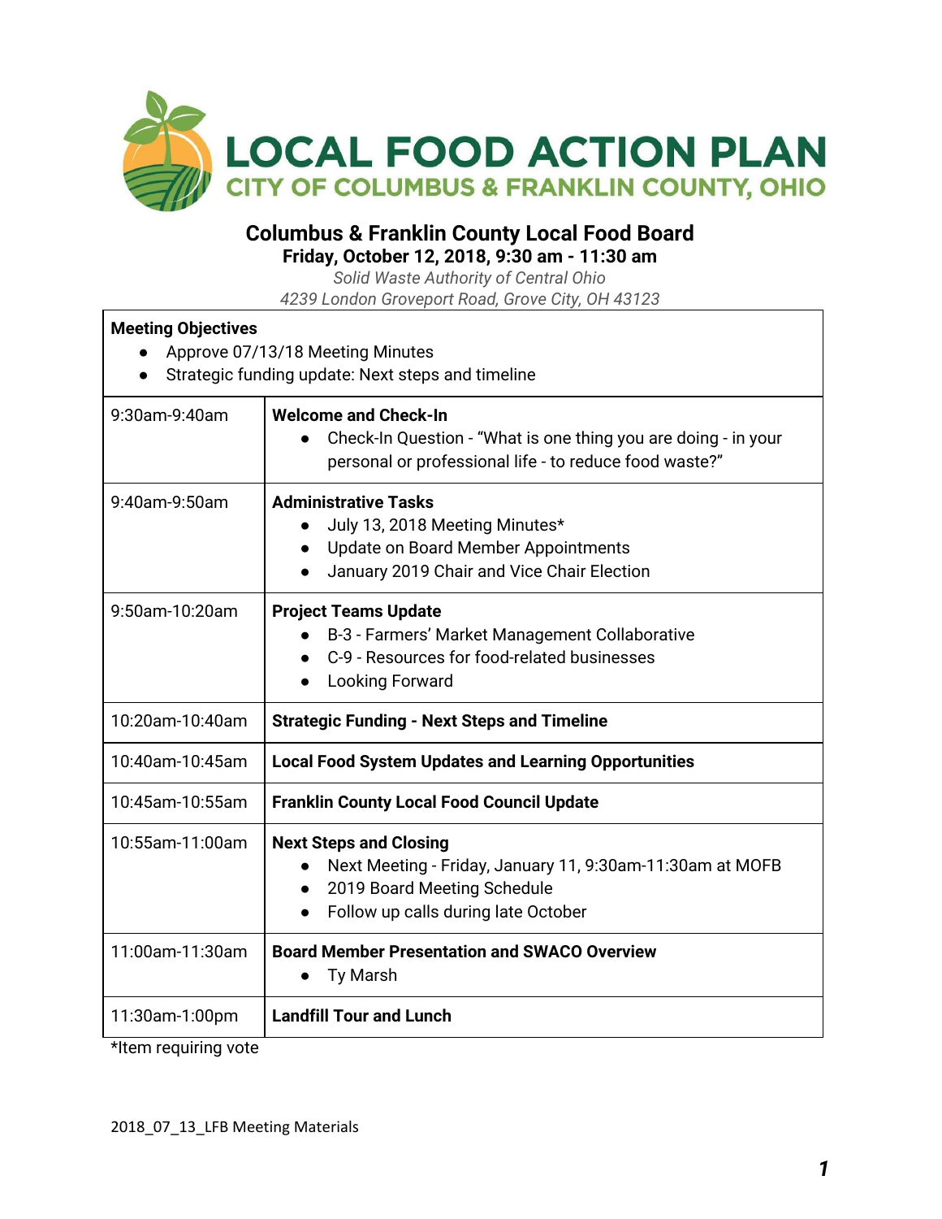# LOCAL FOOD ACTION PLAN

## CITY OF COLUMBUS & FRANKLIN COUNTY, OHIO

## Columbus & Franklin County Local Food Board

**Friday, October 12, 2018, 9:30 am - 11:30 am**

*Solid Waste Authority of Central Ohio*

*4239 London Groveport Road, Grove City, OH 43123*

**Meeting Objectives**

- Approve 07/13/18 Meeting Minutes
- Strategic funding update: Next steps and timeline

| Time | Agenda Item |
|---|---|
| 9:30am-9:40am | **Welcome and Check-In**<br>• Check-In Question - "What is one thing you are doing - in your personal or professional life - to reduce food waste?" |
| 9:40am-9:50am | **Administrative Tasks**<br>• July 13, 2018 Meeting Minutes*<br>• Update on Board Member Appointments<br>• January 2019 Chair and Vice Chair Election |
| 9:50am-10:20am | **Project Teams Update**<br>• B-3 - Farmers' Market Management Collaborative<br>• C-9 - Resources for food-related businesses<br>• Looking Forward |
| 10:20am-10:40am | **Strategic Funding - Next Steps and Timeline** |
| 10:40am-10:45am | **Local Food System Updates and Learning Opportunities** |
| 10:45am-10:55am | **Franklin County Local Food Council Update** |
| 10:55am-11:00am | **Next Steps and Closing**<br>• Next Meeting - Friday, January 11, 9:30am-11:30am at MOFB<br>• 2019 Board Meeting Schedule<br>• Follow up calls during late October |
| 11:00am-11:30am | **Board Member Presentation and SWACO Overview**<br>• Ty Marsh |
| 11:30am-1:00pm | **Landfill Tour and Lunch** |

*Item requiring vote

2018_07_13_LFB Meeting Materials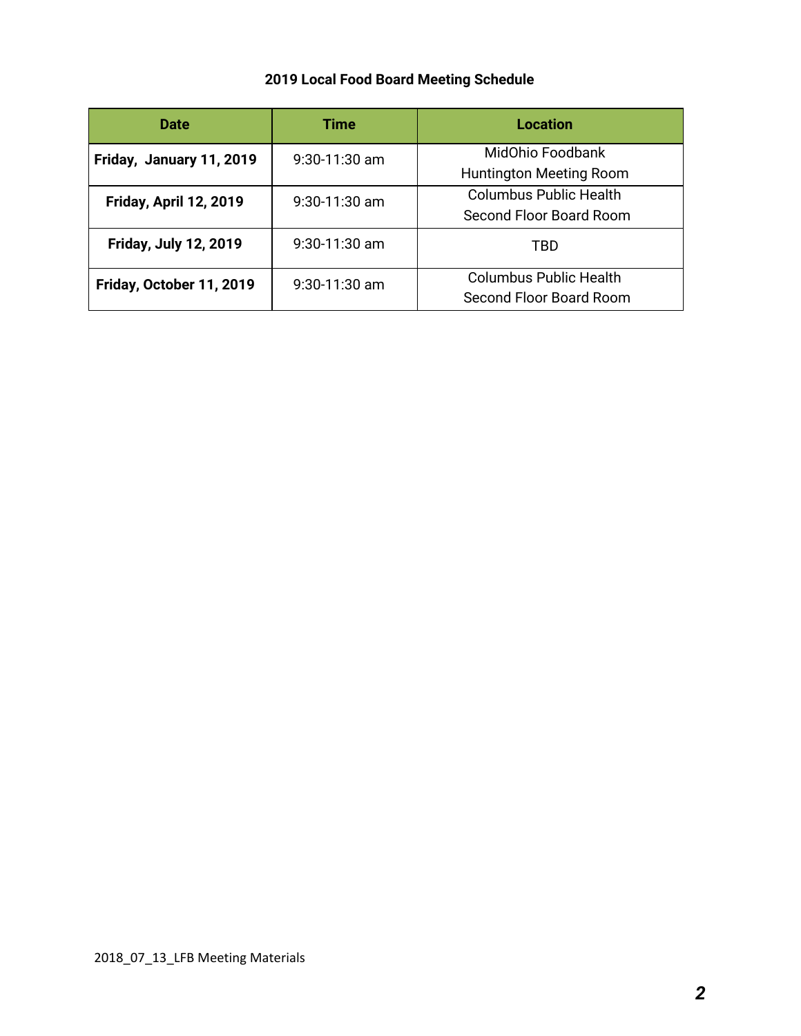**2019 Local Food Board Meeting Schedule**

| Date | Time | Location |
|---|---|---|
| **Friday, January 11, 2019** | 9:30-11:30 am | MidOhio Foodbank<br>Huntington Meeting Room |
| **Friday, April 12, 2019** | 9:30-11:30 am | Columbus Public Health<br>Second Floor Board Room |
| **Friday, July 12, 2019** | 9:30-11:30 am | TBD |
| **Friday, October 11, 2019** | 9:30-11:30 am | Columbus Public Health<br>Second Floor Board Room |